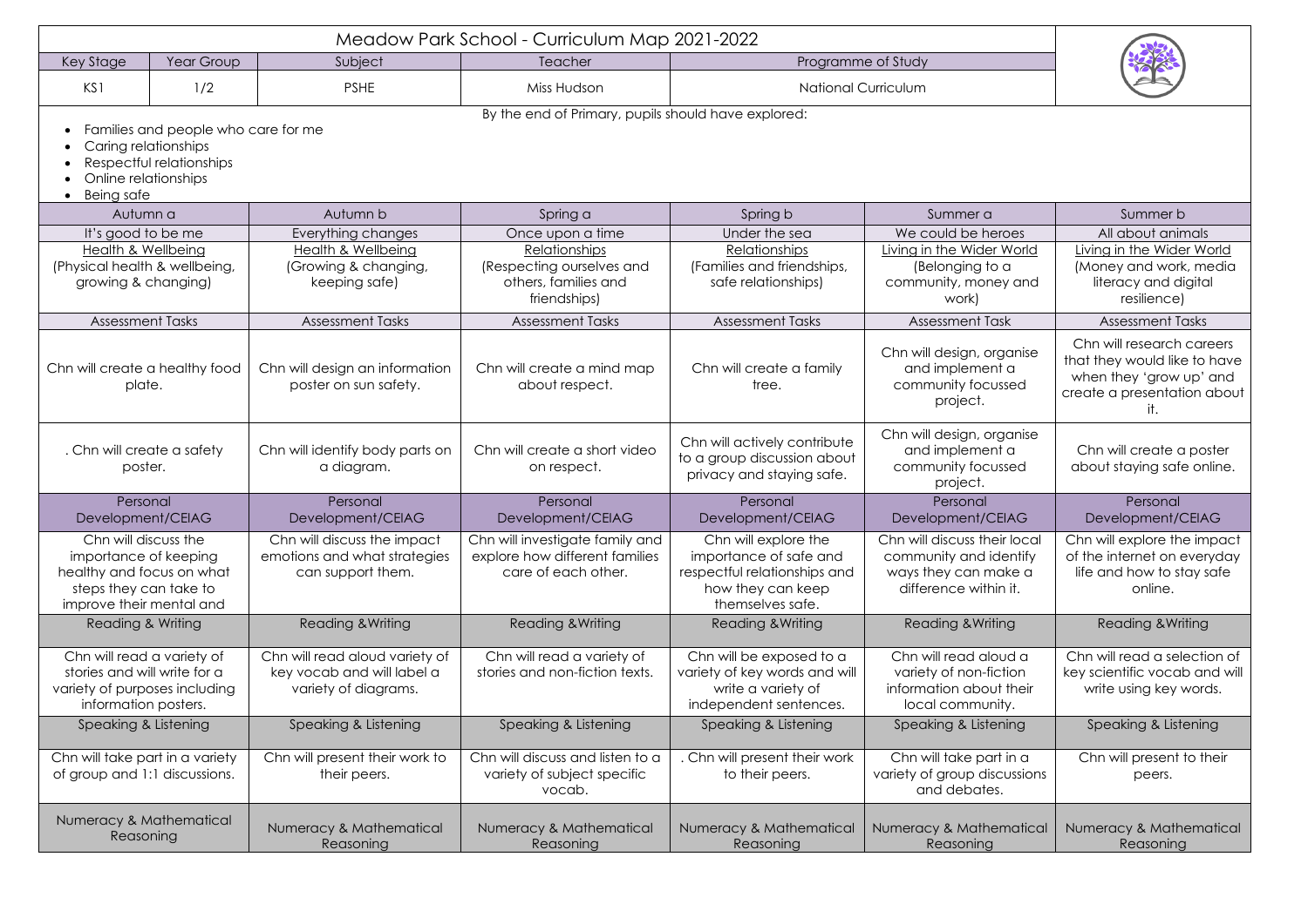# Meadow Park School - Curriculum Map 2021-2022

| Key Stage | Year Group | Subject | Teacher | Programme of Study |
|---|---|---|---|---|
| KS1 | 1/2 | PSHE | Miss Hudson | National Curriculum |

By the end of Primary, pupils should have explored:

- Families and people who care for me
- Caring relationships
- Respectful relationships
- Online relationships
- Being safe

| Autumn a | Autumn b | Spring a | Spring b | Summer a | Summer b |
|---|---|---|---|---|---|
| It's good to be me | Everything changes | Once upon a time | Under the sea | We could be heroes | All about animals |
| Health & Wellbeing (Physical health & wellbeing, growing & changing) | Health & Wellbeing (Growing & changing, keeping safe) | Relationships (Respecting ourselves and others, families and friendships) | Relationships (Families and friendships, safe relationships) | Living in the Wider World (Belonging to a community, money and work) | Living in the Wider World (Money and work, media literacy and digital resilience) |
| **Assessment Tasks** | **Assessment Tasks** | **Assessment Tasks** | **Assessment Tasks** | **Assessment Task** | **Assessment Tasks** |
| Chn will create a healthy food plate. | Chn will design an information poster on sun safety. | Chn will create a mind map about respect. | Chn will create a family tree. | Chn will design, organise and implement a community focussed project. | Chn will research careers that they would like to have when they 'grow up' and create a presentation about it. |
| . Chn will create a safety poster. | Chn will identify body parts on a diagram. | Chn will create a short video on respect. | Chn will actively contribute to a group discussion about privacy and staying safe. | Chn will design, organise and implement a community focussed project. | Chn will create a poster about staying safe online. |
| **Personal Development/CEIAG** | **Personal Development/CEIAG** | **Personal Development/CEIAG** | **Personal Development/CEIAG** | **Personal Development/CEIAG** | **Personal Development/CEIAG** |
| Chn will discuss the importance of keeping healthy and focus on what steps they can take to improve their mental and | Chn will discuss the impact emotions and what strategies can support them. | Chn will investigate family and explore how different families care of each other. | Chn will explore the importance of safe and respectful relationships and how they can keep themselves safe. | Chn will discuss their local community and identify ways they can make a difference within it. | Chn will explore the impact of the internet on everyday life and how to stay safe online. |
| **Reading & Writing** | **Reading &Writing** | **Reading &Writing** | **Reading &Writing** | **Reading &Writing** | **Reading &Writing** |
| Chn will read a variety of stories and will write for a variety of purposes including information posters. | Chn will read aloud variety of key vocab and will label a variety of diagrams. | Chn will read a variety of stories and non-fiction texts. | Chn will be exposed to a variety of key words and will write a variety of independent sentences. | Chn will read aloud a variety of non-fiction information about their local community. | Chn will read a selection of key scientific vocab and will write using key words. |
| **Speaking & Listening** | **Speaking & Listening** | **Speaking & Listening** | **Speaking & Listening** | **Speaking & Listening** | **Speaking & Listening** |
| Chn will take part in a variety of group and 1:1 discussions. | Chn will present their work to their peers. | Chn will discuss and listen to a variety of subject specific vocab. | . Chn will present their work to their peers. | Chn will take part in a variety of group discussions and debates. | Chn will present to their peers. |
| **Numeracy & Mathematical Reasoning** | **Numeracy & Mathematical Reasoning** | **Numeracy & Mathematical Reasoning** | **Numeracy & Mathematical Reasoning** | **Numeracy & Mathematical Reasoning** | **Numeracy & Mathematical Reasoning** |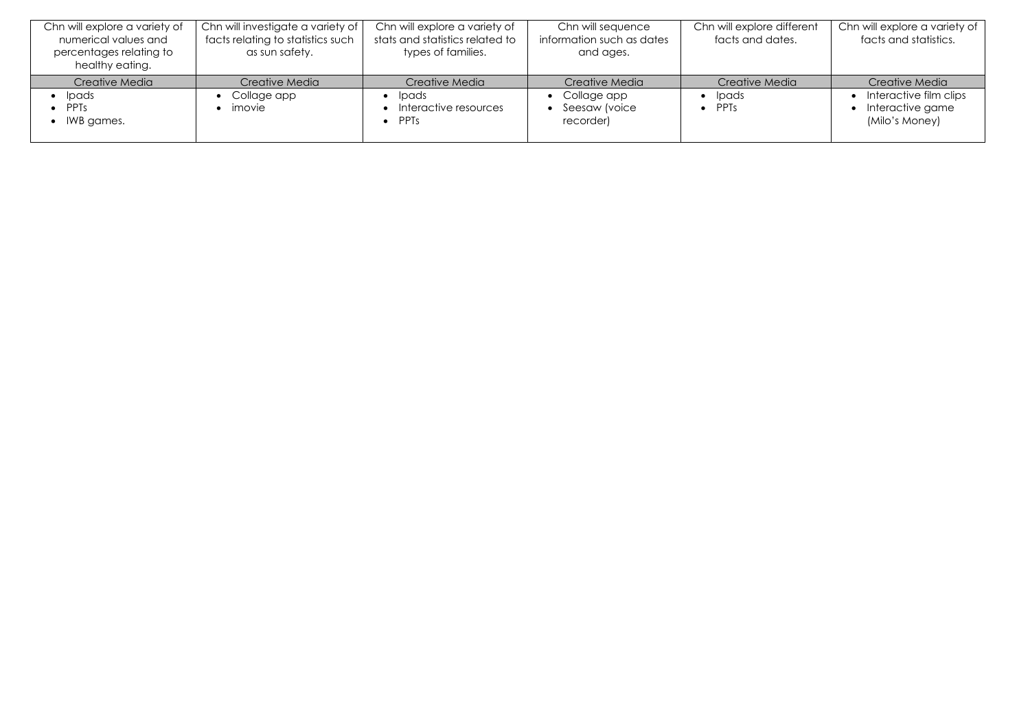| | | | | | |
|---|---|---|---|---|---|
| Chn will explore a variety of numerical values and percentages relating to healthy eating. | Chn will investigate a variety of facts relating to statistics such as sun safety. | Chn will explore a variety of stats and statistics related to types of families. | Chn will sequence information such as dates and ages. | Chn will explore different facts and dates. | Chn will explore a variety of facts and statistics. |
| Creative Media | Creative Media | Creative Media | Creative Media | Creative Media | Creative Media |
| • Ipads<br>• PPTs<br>• IWB games. | • Collage app<br>• imovie | • Ipads<br>• Interactive resources<br>• PPTs | • Collage app<br>• Seesaw (voice recorder) | • Ipads<br>• PPTs | • Interactive film clips<br>• Interactive game (Milo's Money) |